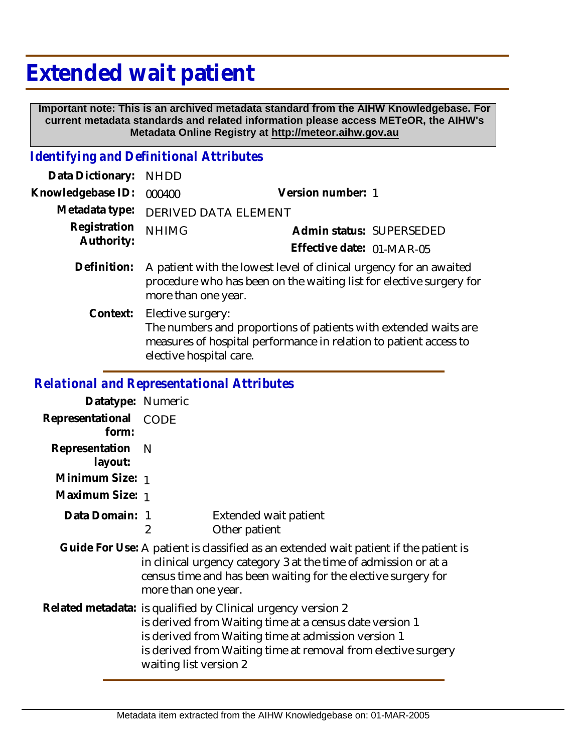# Extended wait patient

**Important note: This is an archived metadata standard from the AIHW Knowledgebase. For current metadata standards and related information please access METeOR, the AIHW's Metadata Online Registry at http://meteor.aihw.gov.au**

## *Identifying and Definitional Attributes*

**Data Dictionary:** NHDD

**Knowledgebase ID:** 000400 **Version number:** 1

**Metadata type:** DERIVED DATA ELEMENT

**Registration Authority:** NHIMG **Admin status:** SUPERSEDED

**Effective date:** 01-MAR-05

**Definition:** A patient with the lowest level of clinical urgency for an awaited procedure who has been on the waiting list for elective surgery for more than one year.

**Context:** Elective surgery:
The numbers and proportions of patients with extended waits are measures of hospital performance in relation to patient access to elective hospital care.

## *Relational and Representational Attributes*

**Datatype:** Numeric

**Representational form:** CODE

**Representation layout:** N

**Minimum Size:** 1

**Maximum Size:** 1

**Data Domain:**

1 Extended wait patient
2 Other patient

**Guide For Use:** A patient is classified as an extended wait patient if the patient is in clinical urgency category 3 at the time of admission or at a census time and has been waiting for the elective surgery for more than one year.

**Related metadata:** is qualified by Clinical urgency version 2
is derived from Waiting time at a census date version 1
is derived from Waiting time at admission version 1
is derived from Waiting time at removal from elective surgery waiting list version 2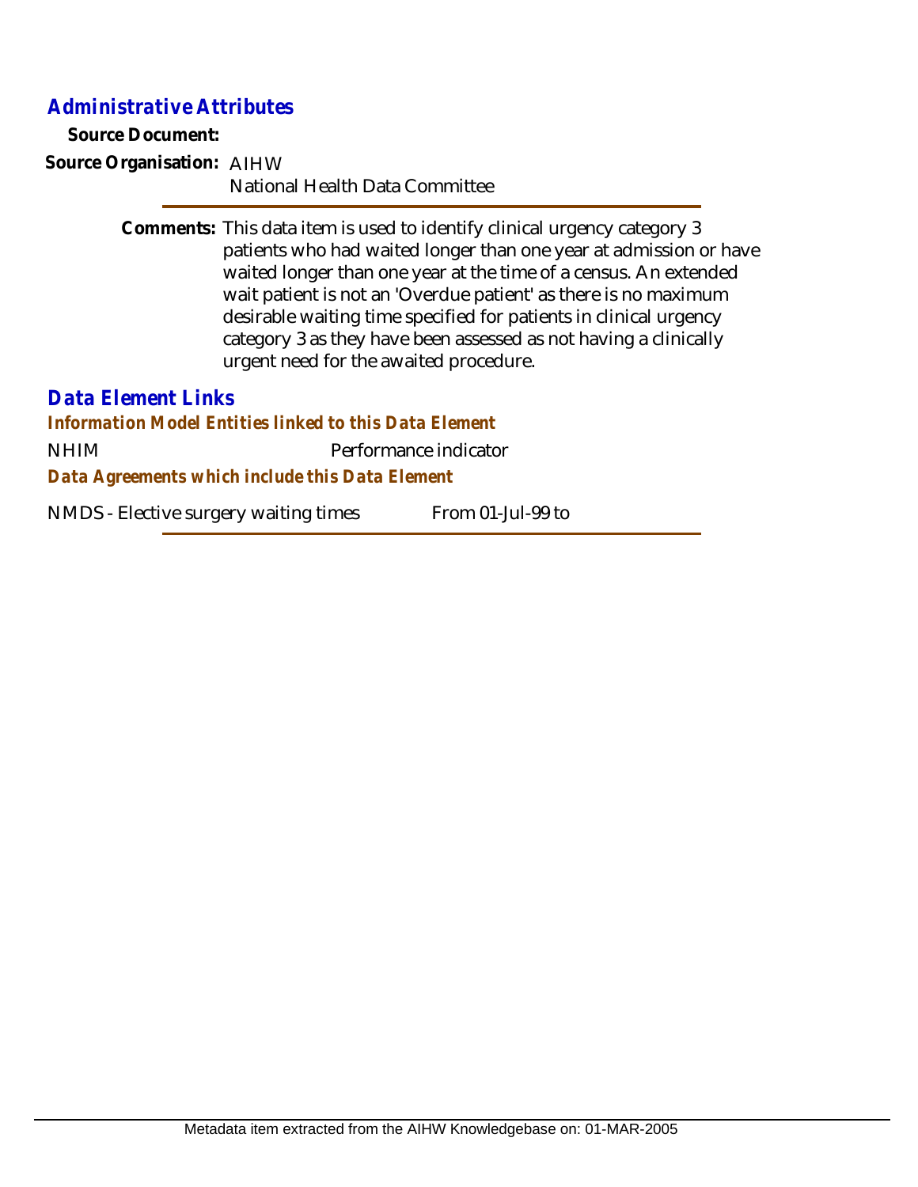## Administrative Attributes

**Source Document:**

**Source Organisation:** AIHW
National Health Data Committee

**Comments:** This data item is used to identify clinical urgency category 3 patients who had waited longer than one year at admission or have waited longer than one year at the time of a census. An extended wait patient is not an 'Overdue patient' as there is no maximum desirable waiting time specified for patients in clinical urgency category 3 as they have been assessed as not having a clinically urgent need for the awaited procedure.

## Data Element Links

***Information Model Entities linked to this Data Element***

NHIM Performance indicator

***Data Agreements which include this Data Element***

NMDS - Elective surgery waiting times From 01-Jul-99 to